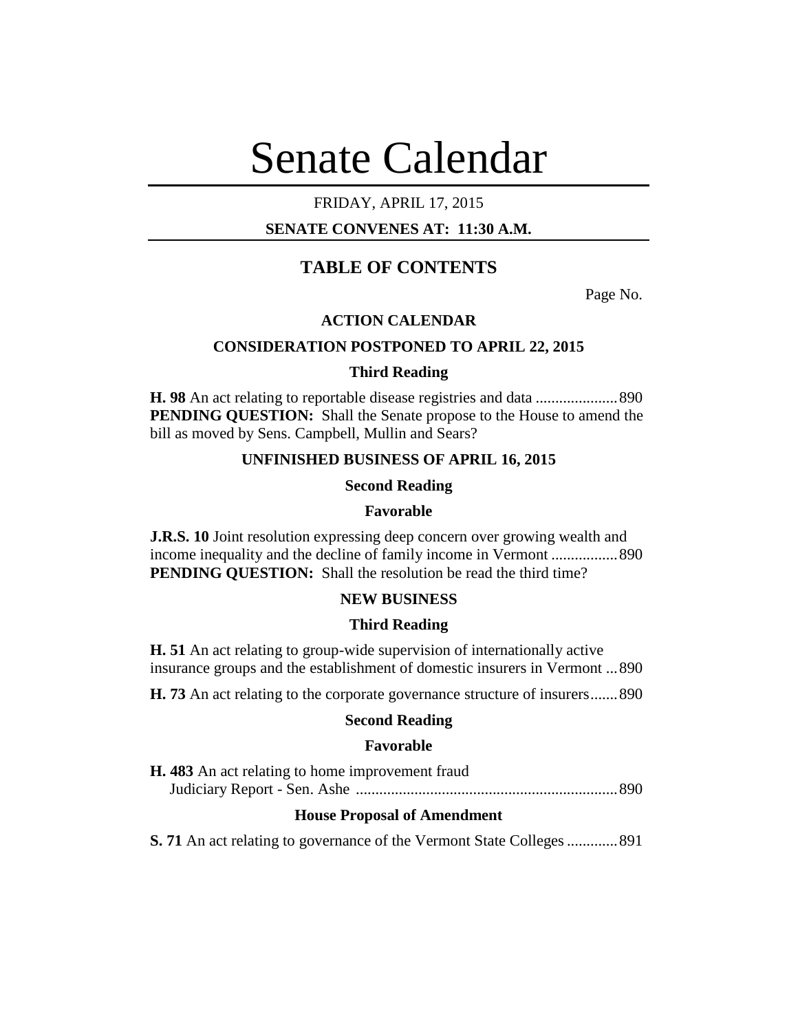# Senate Calendar

FRIDAY, APRIL 17, 2015

**SENATE CONVENES AT: 11:30 A.M.**

## TABLE OF CONTENTS

Page No.

### ACTION CALENDAR

### CONSIDERATION POSTPONED TO APRIL 22, 2015

#### Third Reading

**H. 98** An act relating to reportable disease registries and data .....................890
**PENDING QUESTION:** Shall the Senate propose to the House to amend the bill as moved by Sens. Campbell, Mullin and Sears?

### UNFINISHED BUSINESS OF APRIL 16, 2015

#### Second Reading

#### Favorable

**J.R.S. 10** Joint resolution expressing deep concern over growing wealth and income inequality and the decline of family income in Vermont .................890
**PENDING QUESTION:** Shall the resolution be read the third time?

### NEW BUSINESS

#### Third Reading

**H. 51** An act relating to group-wide supervision of internationally active insurance groups and the establishment of domestic insurers in Vermont ...890

**H. 73** An act relating to the corporate governance structure of insurers.......890

#### Second Reading

#### Favorable

**H. 483** An act relating to home improvement fraud
Judiciary Report - Sen. Ashe ...................................................................890

#### House Proposal of Amendment

**S. 71** An act relating to governance of the Vermont State Colleges .............891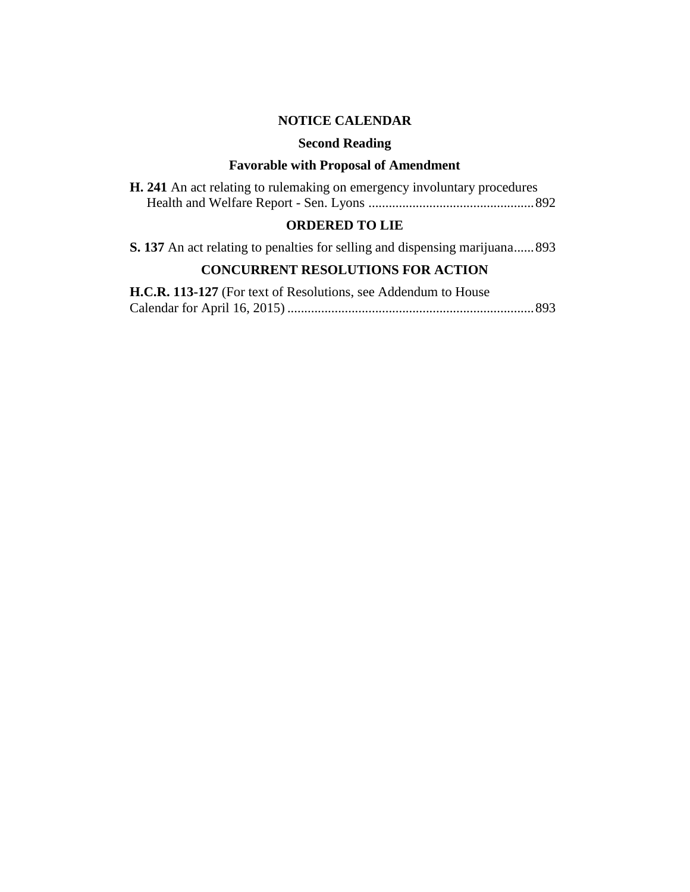## NOTICE CALENDAR

### Second Reading

### Favorable with Proposal of Amendment

**H. 241** An act relating to rulemaking on emergency involuntary procedures
Health and Welfare Report - Sen. Lyons ................................................ 892

### ORDERED TO LIE

**S. 137** An act relating to penalties for selling and dispensing marijuana...... 893

### CONCURRENT RESOLUTIONS FOR ACTION

**H.C.R. 113-127** (For text of Resolutions, see Addendum to House Calendar for April 16, 2015) ........................................................................ 893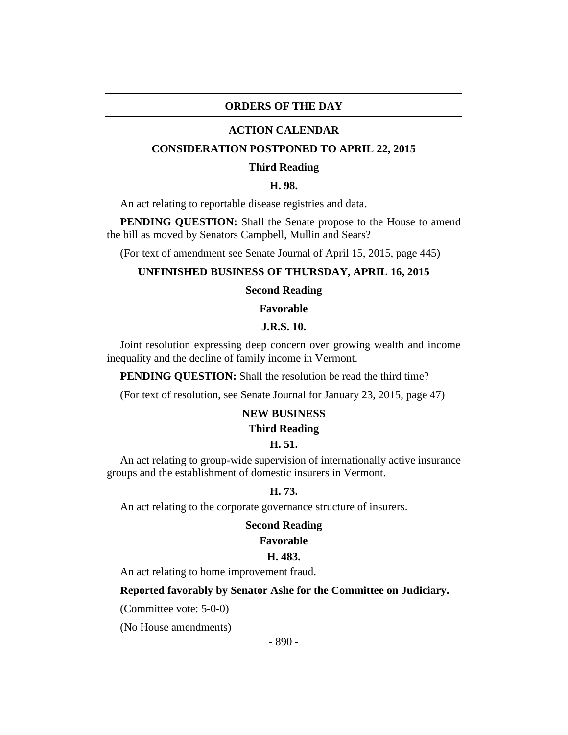## ORDERS OF THE DAY

### ACTION CALENDAR

### CONSIDERATION POSTPONED TO APRIL 22, 2015

**Third Reading**

**H. 98.**

An act relating to reportable disease registries and data.

**PENDING QUESTION:** Shall the Senate propose to the House to amend the bill as moved by Senators Campbell, Mullin and Sears?

(For text of amendment see Senate Journal of April 15, 2015, page 445)

### UNFINISHED BUSINESS OF THURSDAY, APRIL 16, 2015

**Second Reading**

**Favorable**

**J.R.S. 10.**

Joint resolution expressing deep concern over growing wealth and income inequality and the decline of family income in Vermont.

**PENDING QUESTION:** Shall the resolution be read the third time?

(For text of resolution, see Senate Journal for January 23, 2015, page 47)

### NEW BUSINESS

**Third Reading**

**H. 51.**

An act relating to group-wide supervision of internationally active insurance groups and the establishment of domestic insurers in Vermont.

**H. 73.**

An act relating to the corporate governance structure of insurers.

**Second Reading**

**Favorable**

**H. 483.**

An act relating to home improvement fraud.

**Reported favorably by Senator Ashe for the Committee on Judiciary.**

(Committee vote: 5-0-0)

(No House amendments)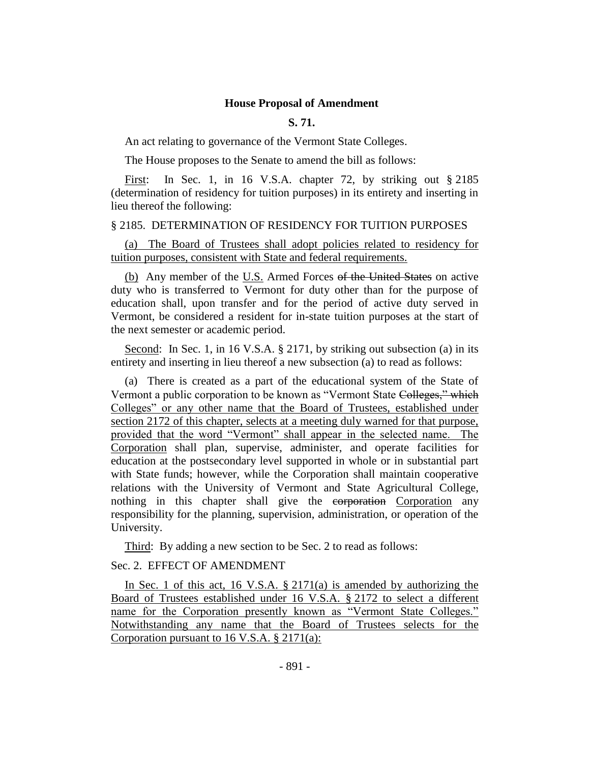**House Proposal of Amendment**

**S. 71.**

An act relating to governance of the Vermont State Colleges.

The House proposes to the Senate to amend the bill as follows:

First: In Sec. 1, in 16 V.S.A. chapter 72, by striking out § 2185 (determination of residency for tuition purposes) in its entirety and inserting in lieu thereof the following:

§ 2185. DETERMINATION OF RESIDENCY FOR TUITION PURPOSES

(a) The Board of Trustees shall adopt policies related to residency for tuition purposes, consistent with State and federal requirements.

(b) Any member of the U.S. Armed Forces ~~of the United States~~ on active duty who is transferred to Vermont for duty other than for the purpose of education shall, upon transfer and for the period of active duty served in Vermont, be considered a resident for in-state tuition purposes at the start of the next semester or academic period.

Second: In Sec. 1, in 16 V.S.A. § 2171, by striking out subsection (a) in its entirety and inserting in lieu thereof a new subsection (a) to read as follows:

(a) There is created as a part of the educational system of the State of Vermont a public corporation to be known as "Vermont State ~~Colleges," which~~ Colleges" or any other name that the Board of Trustees, established under section 2172 of this chapter, selects at a meeting duly warned for that purpose, provided that the word "Vermont" shall appear in the selected name. The Corporation shall plan, supervise, administer, and operate facilities for education at the postsecondary level supported in whole or in substantial part with State funds; however, while the Corporation shall maintain cooperative relations with the University of Vermont and State Agricultural College, nothing in this chapter shall give the ~~corporation~~ Corporation any responsibility for the planning, supervision, administration, or operation of the University.

Third: By adding a new section to be Sec. 2 to read as follows:

Sec. 2. EFFECT OF AMENDMENT

In Sec. 1 of this act, 16 V.S.A. § 2171(a) is amended by authorizing the Board of Trustees established under 16 V.S.A. § 2172 to select a different name for the Corporation presently known as "Vermont State Colleges." Notwithstanding any name that the Board of Trustees selects for the Corporation pursuant to 16 V.S.A. § 2171(a):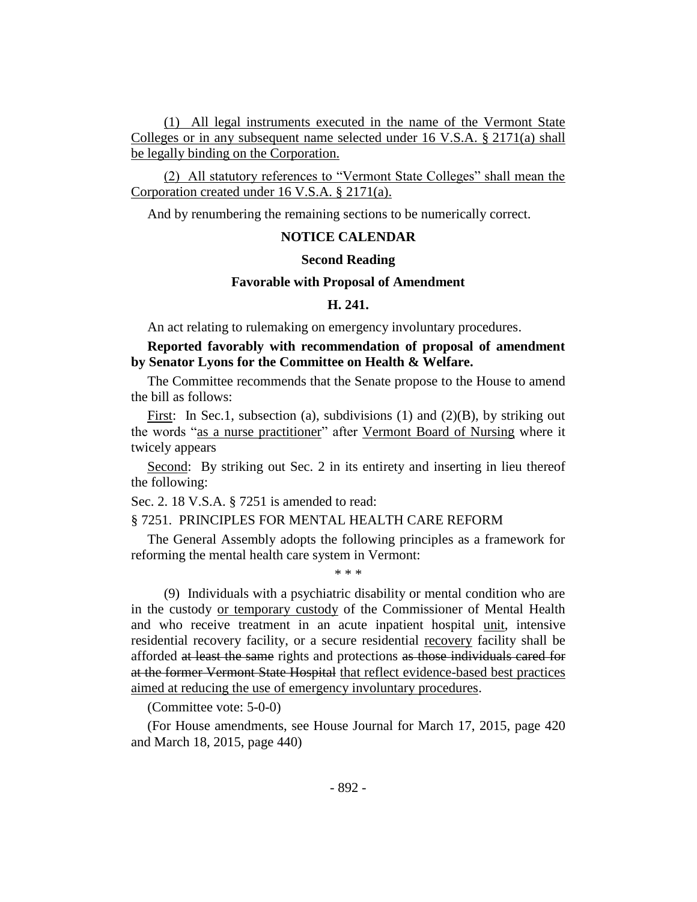(1) All legal instruments executed in the name of the Vermont State Colleges or in any subsequent name selected under 16 V.S.A. § 2171(a) shall be legally binding on the Corporation.

(2) All statutory references to "Vermont State Colleges" shall mean the Corporation created under 16 V.S.A. § 2171(a).

And by renumbering the remaining sections to be numerically correct.

**NOTICE CALENDAR**

**Second Reading**

**Favorable with Proposal of Amendment**

**H. 241.**

An act relating to rulemaking on emergency involuntary procedures.

**Reported favorably with recommendation of proposal of amendment by Senator Lyons for the Committee on Health & Welfare.**

The Committee recommends that the Senate propose to the House to amend the bill as follows:

First: In Sec.1, subsection (a), subdivisions (1) and (2)(B), by striking out the words "as a nurse practitioner" after Vermont Board of Nursing where it twicely appears

Second: By striking out Sec. 2 in its entirety and inserting in lieu thereof the following:

Sec. 2. 18 V.S.A. § 7251 is amended to read:

§ 7251. PRINCIPLES FOR MENTAL HEALTH CARE REFORM

The General Assembly adopts the following principles as a framework for reforming the mental health care system in Vermont:

\* \* \*

(9) Individuals with a psychiatric disability or mental condition who are in the custody or temporary custody of the Commissioner of Mental Health and who receive treatment in an acute inpatient hospital unit, intensive residential recovery facility, or a secure residential recovery facility shall be afforded ~~at least the same~~ rights and protections ~~as those individuals cared for at the former Vermont State Hospital~~ that reflect evidence-based best practices aimed at reducing the use of emergency involuntary procedures.

(Committee vote: 5-0-0)

(For House amendments, see House Journal for March 17, 2015, page 420 and March 18, 2015, page 440)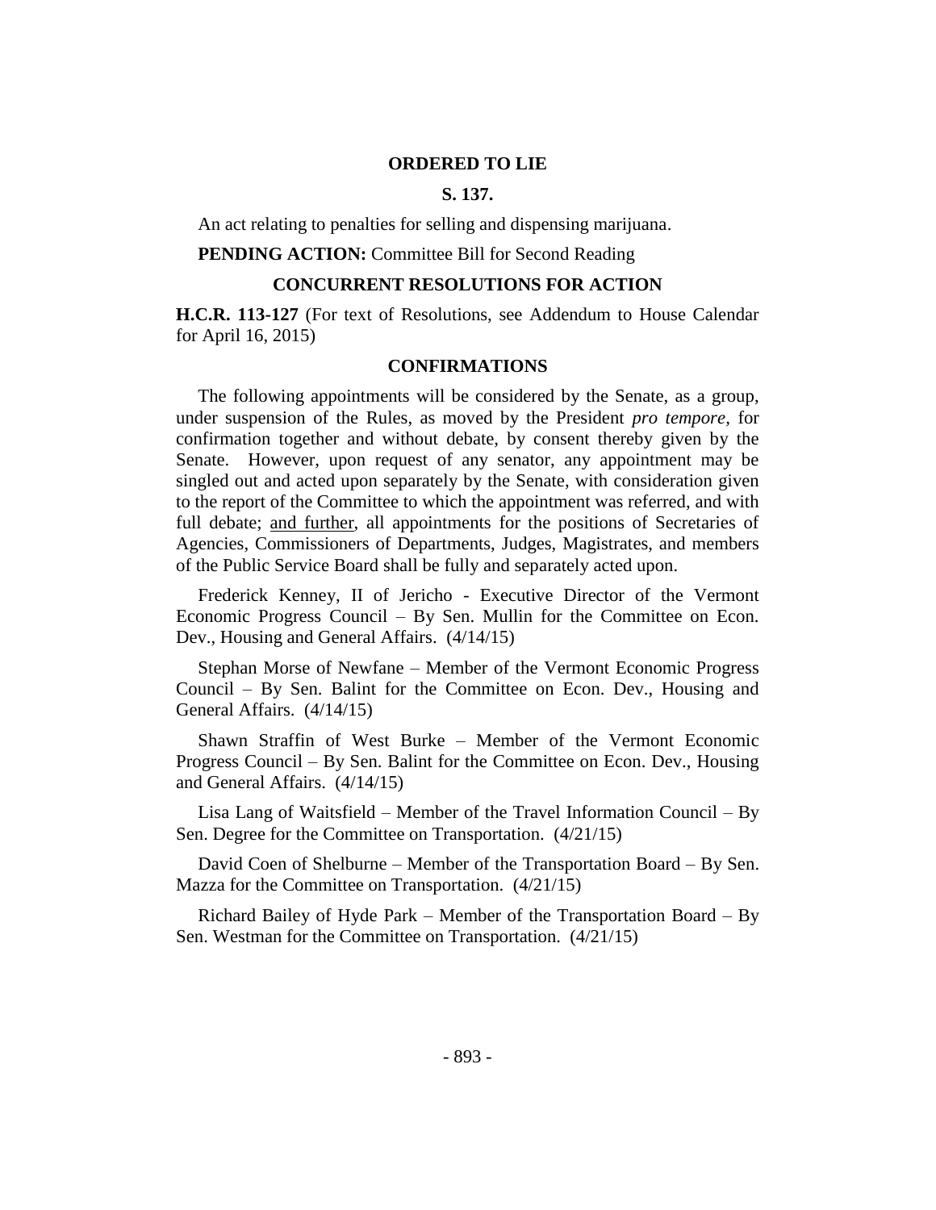## ORDERED TO LIE

### S. 137.

An act relating to penalties for selling and dispensing marijuana.

**PENDING ACTION:** Committee Bill for Second Reading

## CONCURRENT RESOLUTIONS FOR ACTION

**H.C.R. 113-127** (For text of Resolutions, see Addendum to House Calendar for April 16, 2015)

## CONFIRMATIONS

The following appointments will be considered by the Senate, as a group, under suspension of the Rules, as moved by the President *pro tempore,* for confirmation together and without debate, by consent thereby given by the Senate. However, upon request of any senator, any appointment may be singled out and acted upon separately by the Senate, with consideration given to the report of the Committee to which the appointment was referred, and with full debate; <u>and further</u>, all appointments for the positions of Secretaries of Agencies, Commissioners of Departments, Judges, Magistrates, and members of the Public Service Board shall be fully and separately acted upon.

Frederick Kenney, II of Jericho - Executive Director of the Vermont Economic Progress Council – By Sen. Mullin for the Committee on Econ. Dev., Housing and General Affairs. (4/14/15)

Stephan Morse of Newfane – Member of the Vermont Economic Progress Council – By Sen. Balint for the Committee on Econ. Dev., Housing and General Affairs. (4/14/15)

Shawn Straffin of West Burke – Member of the Vermont Economic Progress Council – By Sen. Balint for the Committee on Econ. Dev., Housing and General Affairs. (4/14/15)

Lisa Lang of Waitsfield – Member of the Travel Information Council – By Sen. Degree for the Committee on Transportation. (4/21/15)

David Coen of Shelburne – Member of the Transportation Board – By Sen. Mazza for the Committee on Transportation. (4/21/15)

Richard Bailey of Hyde Park – Member of the Transportation Board – By Sen. Westman for the Committee on Transportation. (4/21/15)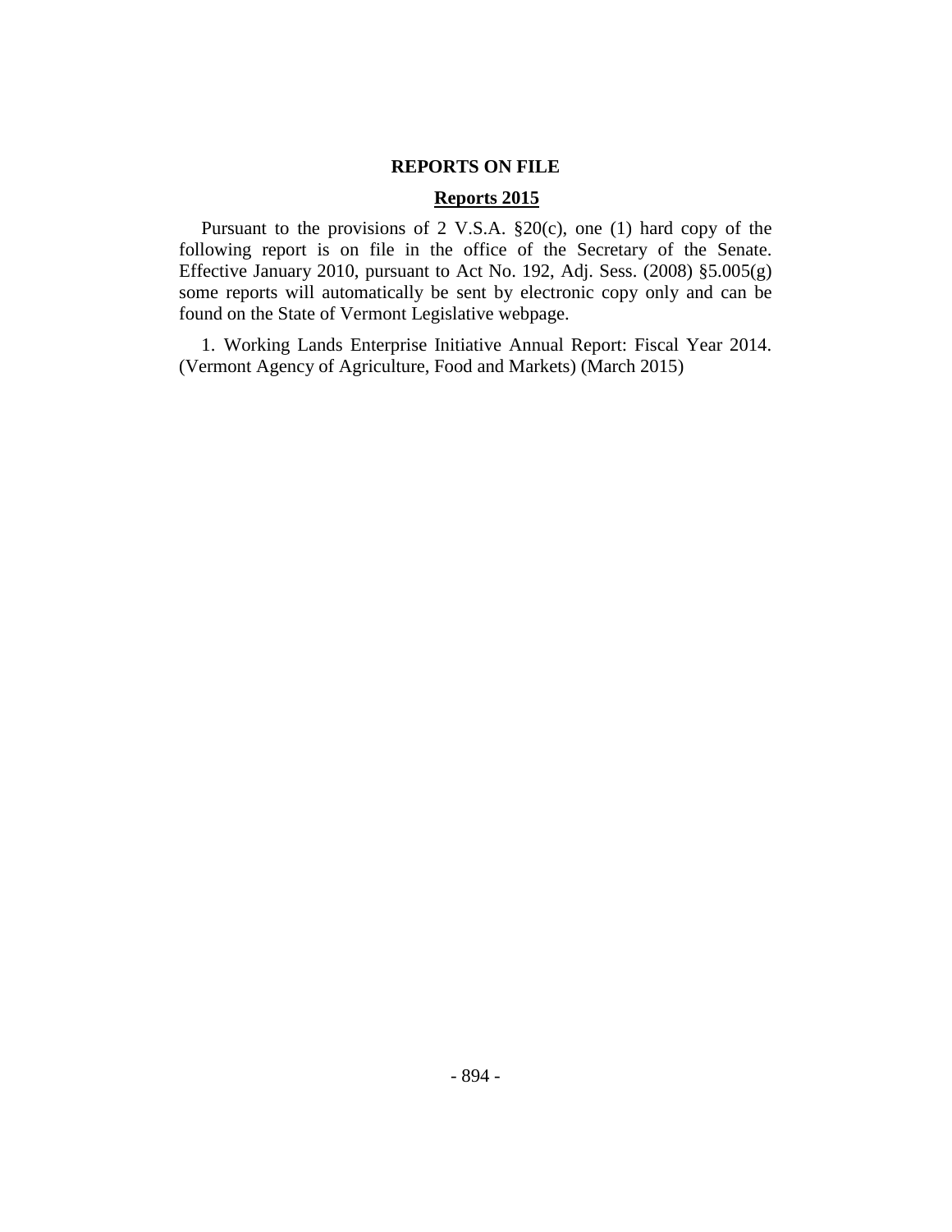## REPORTS ON FILE

### Reports 2015

Pursuant to the provisions of 2 V.S.A. §20(c), one (1) hard copy of the following report is on file in the office of the Secretary of the Senate. Effective January 2010, pursuant to Act No. 192, Adj. Sess. (2008) §5.005(g) some reports will automatically be sent by electronic copy only and can be found on the State of Vermont Legislative webpage.

1. Working Lands Enterprise Initiative Annual Report: Fiscal Year 2014. (Vermont Agency of Agriculture, Food and Markets) (March 2015)